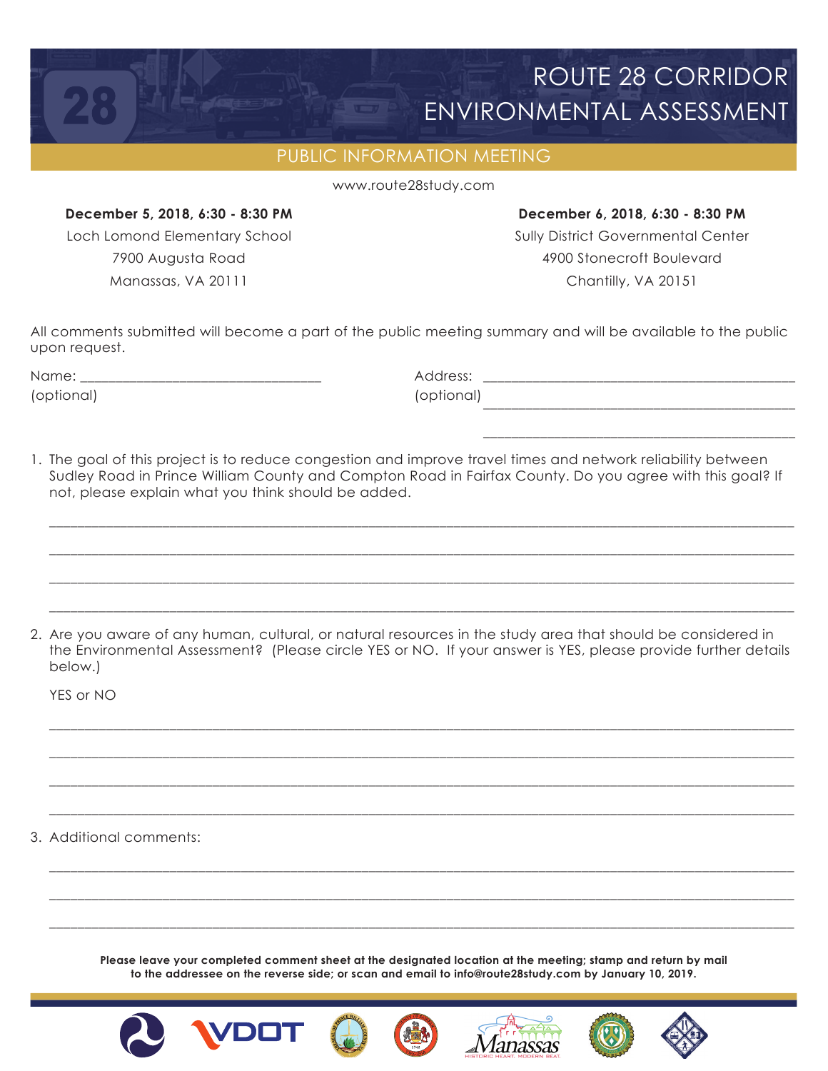# ROUTE 28 CORRIDOR ENVIRONMENTAL ASSESSMENT

## PUBLIC INFORMATION MEETING

www.route28study.com

**December 5, 2018, 6:30 - 8:30 PM**
Loch Lomond Elementary School
7900 Augusta Road
Manassas, VA 20111

**December 6, 2018, 6:30 - 8:30 PM**
Sully District Governmental Center
4900 Stonecroft Boulevard
Chantilly, VA 20151

All comments submitted will become a part of the public meeting summary and will be available to the public upon request.

Name: ________________________________
(optional)

Address: ________________________________________
(optional) ________________________________________

________________________________________

1. The goal of this project is to reduce congestion and improve travel times and network reliability between Sudley Road in Prince William County and Compton Road in Fairfax County. Do you agree with this goal? If not, please explain what you think should be added.

________________________________________________________________________________

________________________________________________________________________________

________________________________________________________________________________

________________________________________________________________________________

2. Are you aware of any human, cultural, or natural resources in the study area that should be considered in the Environmental Assessment? (Please circle YES or NO. If your answer is YES, please provide further details below.)

   YES or NO

________________________________________________________________________________

________________________________________________________________________________

________________________________________________________________________________

________________________________________________________________________________

3. Additional comments:

________________________________________________________________________________

________________________________________________________________________________

________________________________________________________________________________

**Please leave your completed comment sheet at the designated location at the meeting; stamp and return by mail to the addressee on the reverse side; or scan and email to info@route28study.com by January 10, 2019.**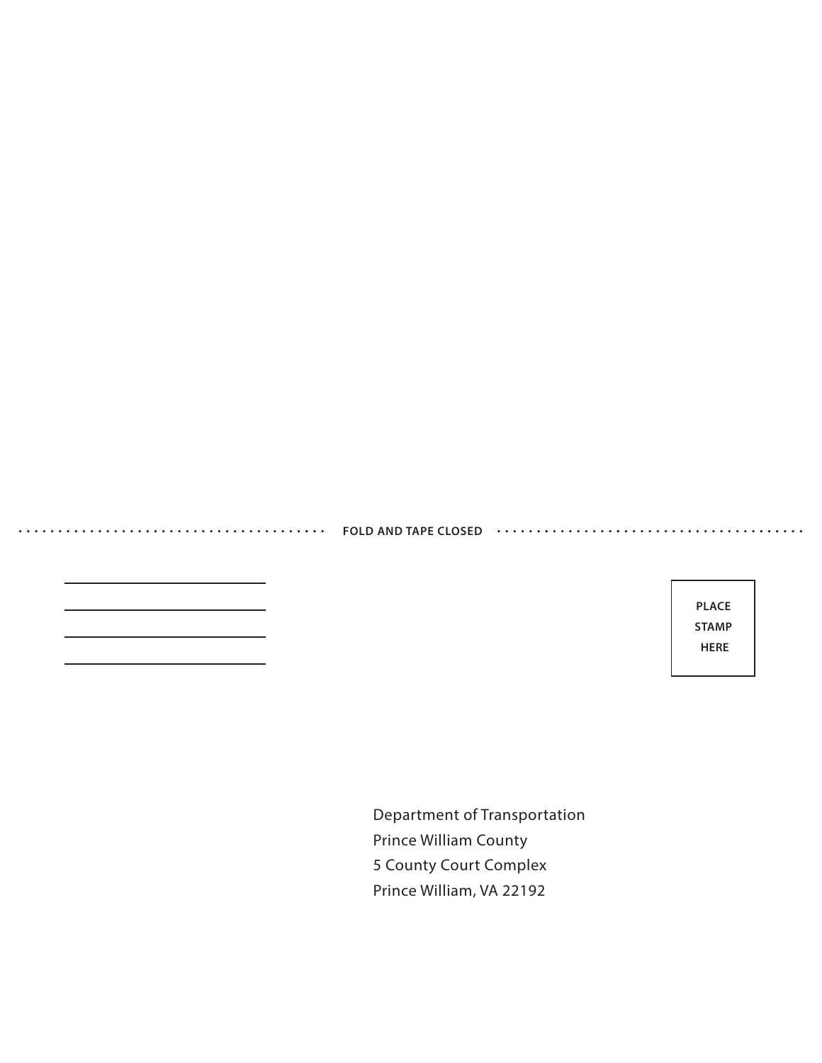FOLD AND TAPE CLOSED

PLACE
STAMP
HERE

Department of Transportation
Prince William County
5 County Court Complex
Prince William, VA 22192